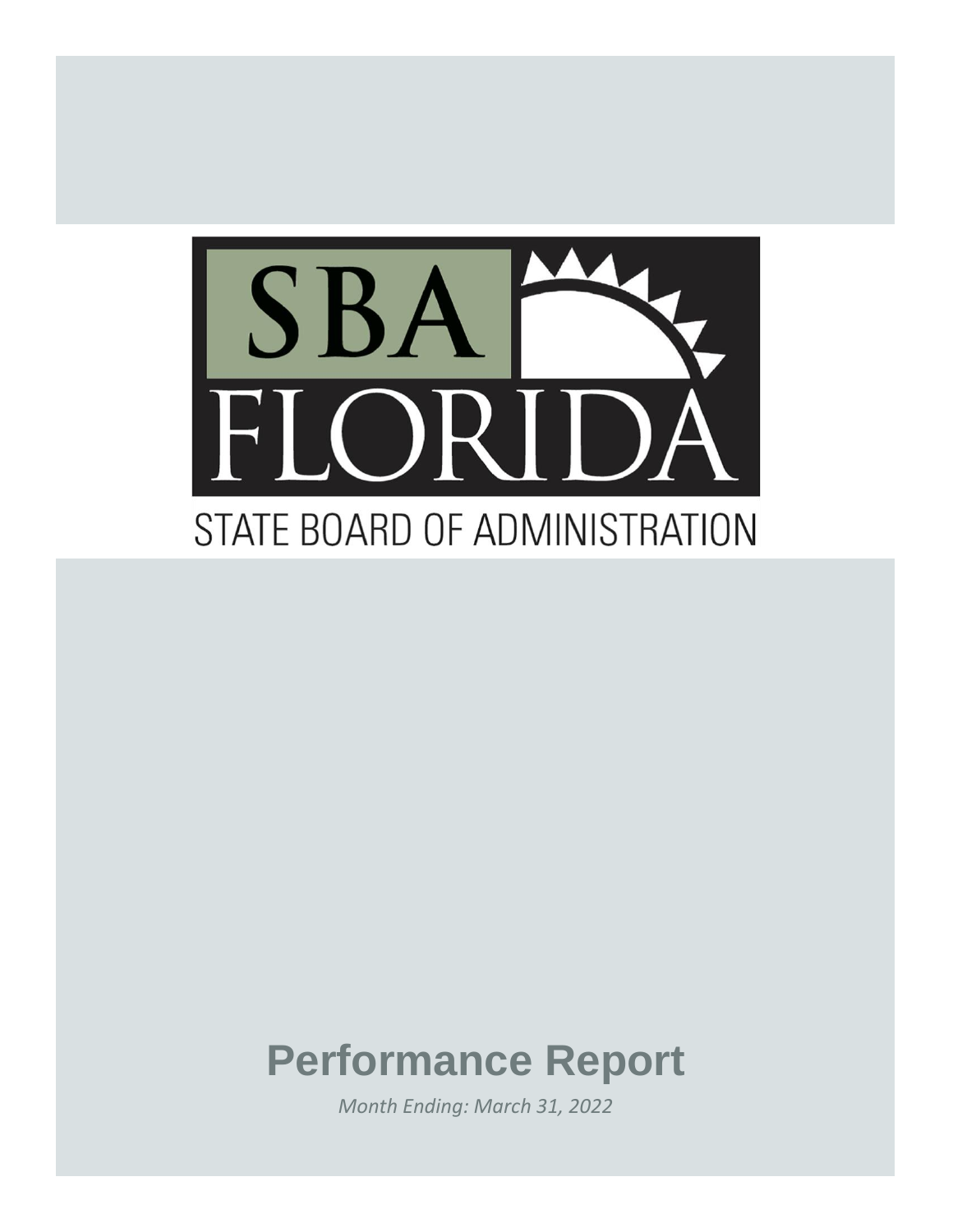SBA FLORIDA

STATE BOARD OF ADMINISTRATION

# Performance Report

*Month Ending: March 31, 2022*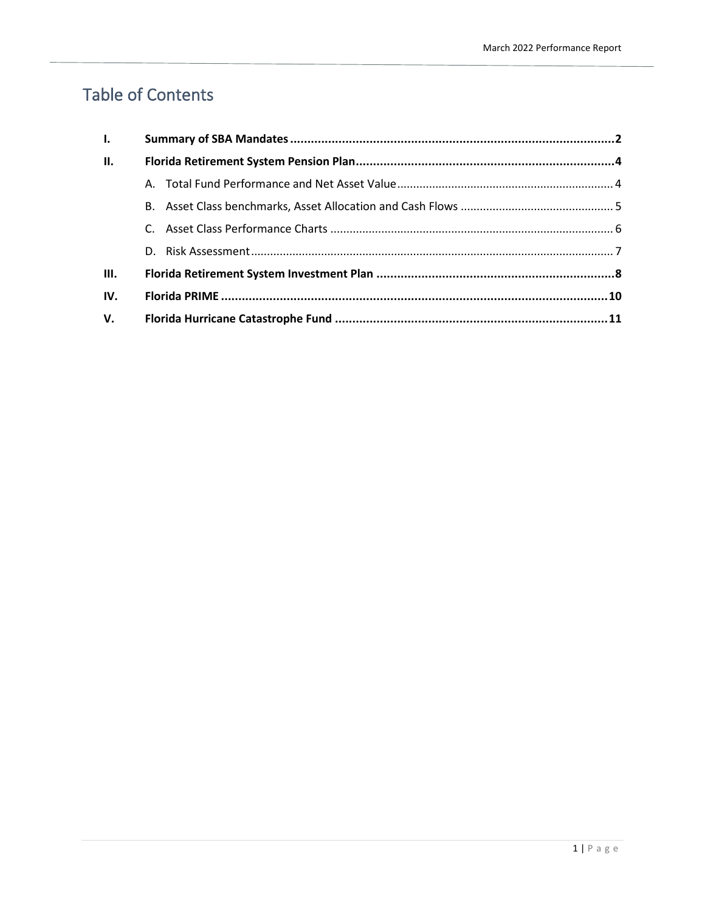# Table of Contents

**I. Summary of SBA Mandates ........................................................................................... 2**

**II. Florida Retirement System Pension Plan ....................................................................... 4**

- A. Total Fund Performance and Net Asset Value ................................................................. 4
- B. Asset Class benchmarks, Asset Allocation and Cash Flows ............................................... 5
- C. Asset Class Performance Charts ....................................................................................... 6
- D. Risk Assessment ............................................................................................................... 7

**III. Florida Retirement System Investment Plan ................................................................. 8**

**IV. Florida PRIME ................................................................................................................ 10**

**V. Florida Hurricane Catastrophe Fund ............................................................................... 11**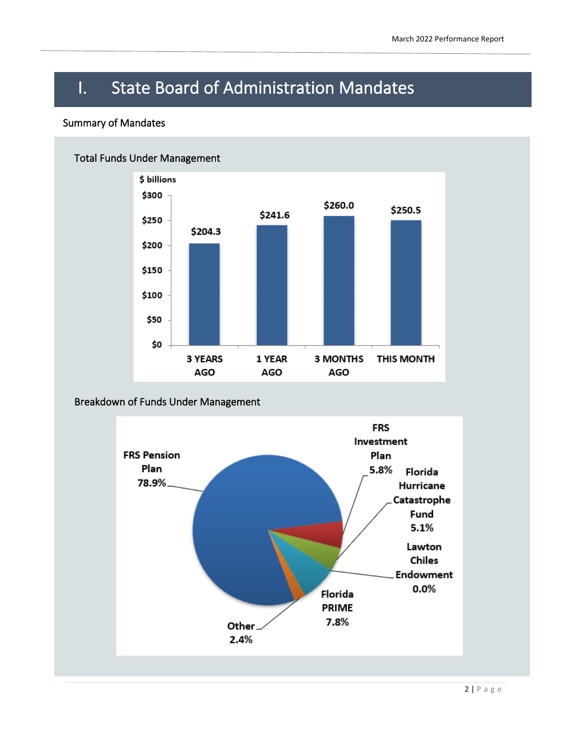# I. State Board of Administration Mandates

## Summary of Mandates

### Total Funds Under Management

$ billions

| | 3 YEARS AGO | 1 YEAR AGO | 3 MONTHS AGO | THIS MONTH |
|---|---|---|---|---|
| Total Funds | $204.3 | $241.6 | $260.0 | $250.5 |

### Breakdown of Funds Under Management

| Fund | Share |
|---|---|
| FRS Pension Plan | 78.9% |
| FRS Investment Plan | 5.8% |
| Florida Hurricane Catastrophe Fund | 5.1% |
| Lawton Chiles Endowment | 0.0% |
| Florida PRIME | 7.8% |
| Other | 2.4% |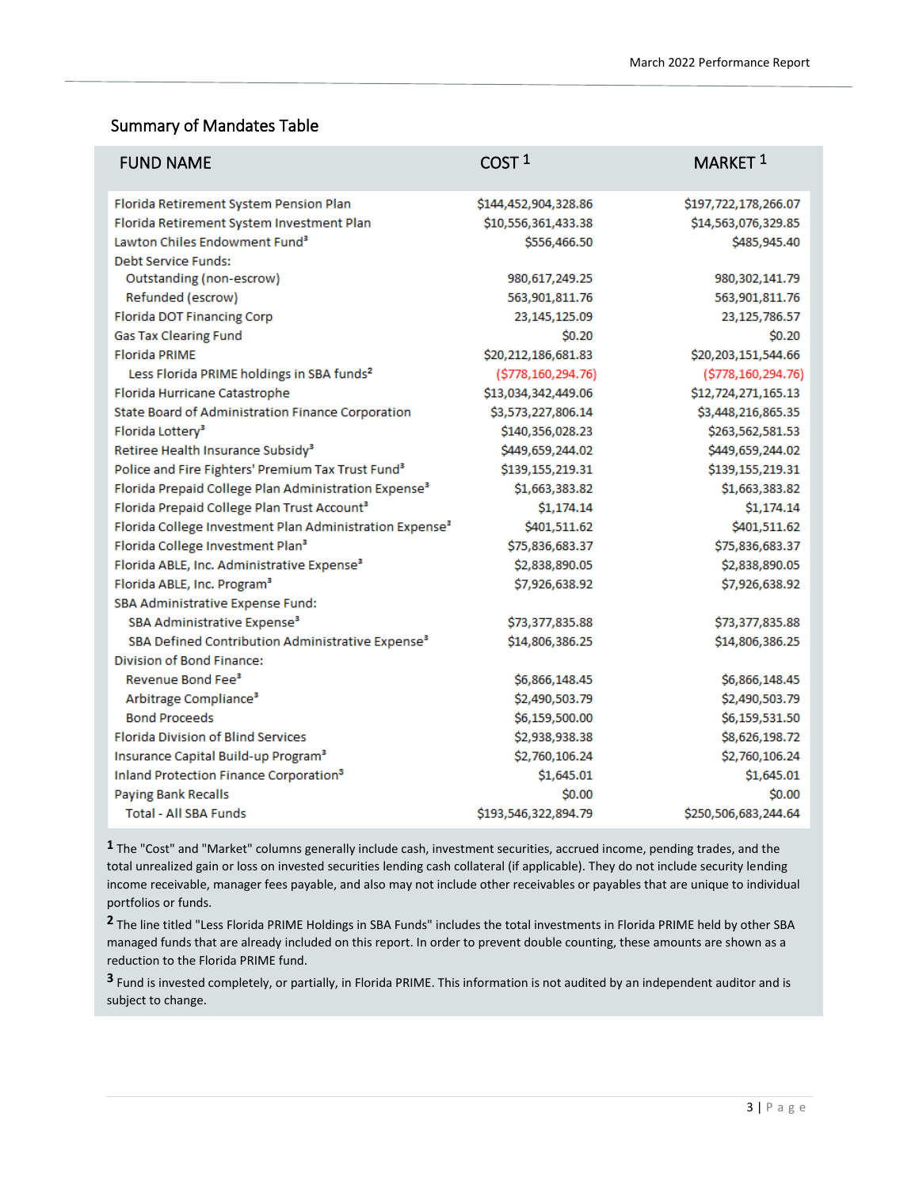## Summary of Mandates Table

| FUND NAME | COST [1] | MARKET [1] |
|---|---|---|
| Florida Retirement System Pension Plan | $144,452,904,328.86 | $197,722,178,266.07 |
| Florida Retirement System Investment Plan | $10,556,361,433.38 | $14,563,076,329.85 |
| Lawton Chiles Endowment Fund[3] | $556,466.50 | $485,945.40 |
| Debt Service Funds: | | |
| Outstanding (non-escrow) | 980,617,249.25 | 980,302,141.79 |
| Refunded (escrow) | 563,901,811.76 | 563,901,811.76 |
| Florida DOT Financing Corp | 23,145,125.09 | 23,125,786.57 |
| Gas Tax Clearing Fund | $0.20 | $0.20 |
| Florida PRIME | $20,212,186,681.83 | $20,203,151,544.66 |
| Less Florida PRIME holdings in SBA funds[2] | ($778,160,294.76) | ($778,160,294.76) |
| Florida Hurricane Catastrophe | $13,034,342,449.06 | $12,724,271,165.13 |
| State Board of Administration Finance Corporation | $3,573,227,806.14 | $3,448,216,865.35 |
| Florida Lottery[3] | $140,356,028.23 | $263,562,581.53 |
| Retiree Health Insurance Subsidy[3] | $449,659,244.02 | $449,659,244.02 |
| Police and Fire Fighters' Premium Tax Trust Fund[3] | $139,155,219.31 | $139,155,219.31 |
| Florida Prepaid College Plan Administration Expense[3] | $1,663,383.82 | $1,663,383.82 |
| Florida Prepaid College Plan Trust Account[3] | $1,174.14 | $1,174.14 |
| Florida College Investment Plan Administration Expense[3] | $401,511.62 | $401,511.62 |
| Florida College Investment Plan[3] | $75,836,683.37 | $75,836,683.37 |
| Florida ABLE, Inc. Administrative Expense[3] | $2,838,890.05 | $2,838,890.05 |
| Florida ABLE, Inc. Program[3] | $7,926,638.92 | $7,926,638.92 |
| SBA Administrative Expense Fund: | | |
| SBA Administrative Expense[3] | $73,377,835.88 | $73,377,835.88 |
| SBA Defined Contribution Administrative Expense[3] | $14,806,386.25 | $14,806,386.25 |
| Division of Bond Finance: | | |
| Revenue Bond Fee[3] | $6,866,148.45 | $6,866,148.45 |
| Arbitrage Compliance[3] | $2,490,503.79 | $2,490,503.79 |
| Bond Proceeds | $6,159,500.00 | $6,159,531.50 |
| Florida Division of Blind Services | $2,938,938.38 | $8,626,198.72 |
| Insurance Capital Build-up Program[3] | $2,760,106.24 | $2,760,106.24 |
| Inland Protection Finance Corporation[3] | $1,645.01 | $1,645.01 |
| Paying Bank Recalls | $0.00 | $0.00 |
| Total - All SBA Funds | $193,546,322,894.79 | $250,506,683,244.64 |

[1] The "Cost" and "Market" columns generally include cash, investment securities, accrued income, pending trades, and the total unrealized gain or loss on invested securities lending cash collateral (if applicable). They do not include security lending income receivable, manager fees payable, and also may not include other receivables or payables that are unique to individual portfolios or funds.

[2] The line titled "Less Florida PRIME Holdings in SBA Funds" includes the total investments in Florida PRIME held by other SBA managed funds that are already included on this report. In order to prevent double counting, these amounts are shown as a reduction to the Florida PRIME fund.

[3] Fund is invested completely, or partially, in Florida PRIME. This information is not audited by an independent auditor and is subject to change.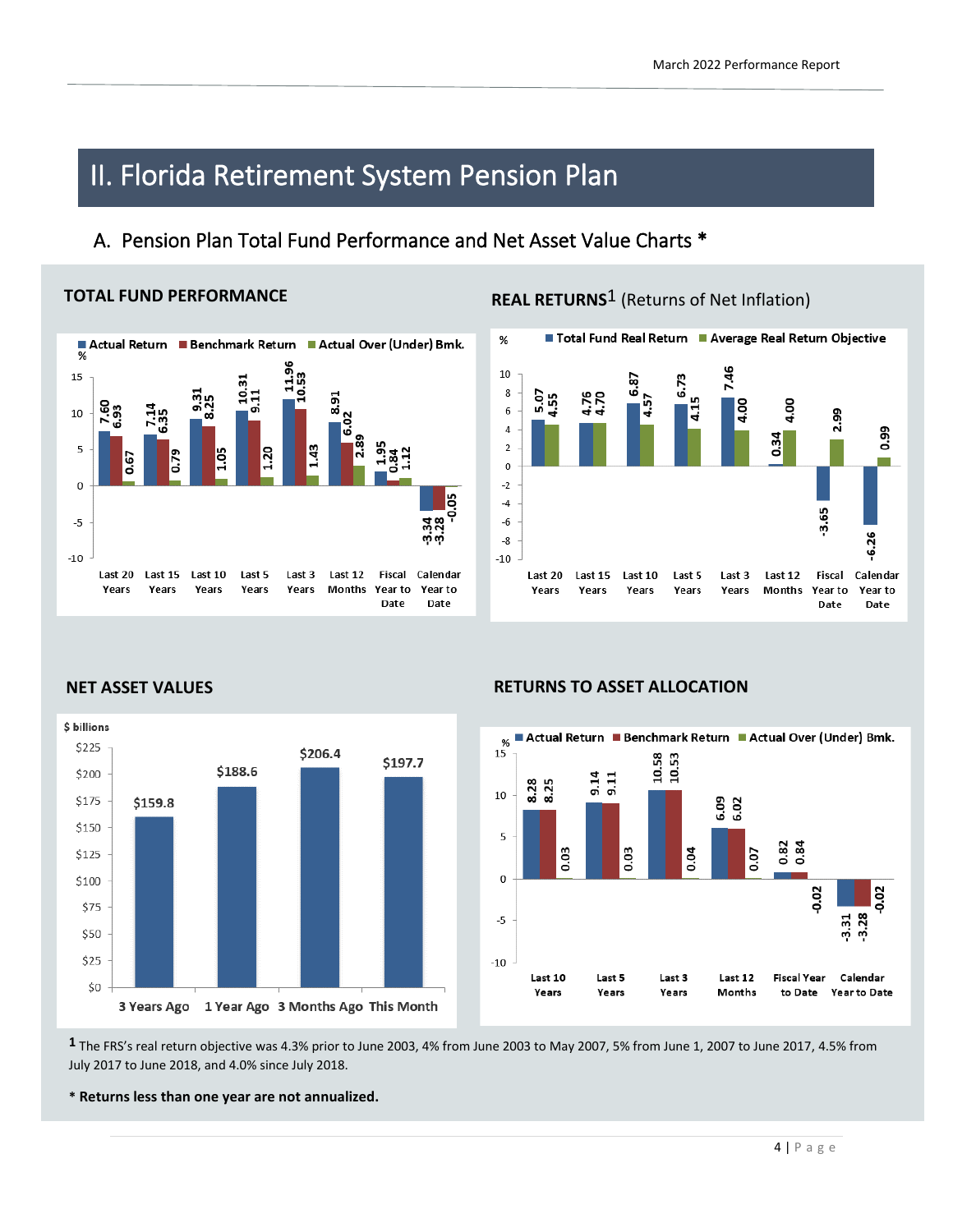# II. Florida Retirement System Pension Plan

## A. Pension Plan Total Fund Performance and Net Asset Value Charts *

### TOTAL FUND PERFORMANCE

| % | Last 20 Years | Last 15 Years | Last 10 Years | Last 5 Years | Last 3 Years | Last 12 Months | Fiscal Year to Date | Calendar Year to Date |
|---|---|---|---|---|---|---|---|---|
| Actual Return | 7.60 | 7.14 | 9.31 | 10.31 | 11.96 | 8.91 | 1.95 | -3.34 |
| Benchmark Return | 6.93 | 6.35 | 8.25 | 9.11 | 10.53 | 6.02 | 0.84 | -3.28 |
| Actual Over (Under) Bmk. | 0.67 | 0.79 | 1.05 | 1.20 | 1.43 | 2.89 | 1.12 | -0.05 |

### REAL RETURNS[1] (Returns of Net Inflation)

| % | Last 20 Years | Last 15 Years | Last 10 Years | Last 5 Years | Last 3 Years | Last 12 Months | Fiscal Year to Date | Calendar Year to Date |
|---|---|---|---|---|---|---|---|---|
| Total Fund Real Return | 5.07 | 4.76 | 6.87 | 6.73 | 7.46 | 0.34 | -3.65 | -6.26 |
| Average Real Return Objective | 4.55 | 4.70 | 4.57 | 4.15 | 4.00 | 4.00 | 2.99 | 0.99 |

### NET ASSET VALUES

| $ billions | 3 Years Ago | 1 Year Ago | 3 Months Ago | This Month |
|---|---|---|---|---|
| Net Asset Value | $159.8 | $188.6 | $206.4 | $197.7 |

### RETURNS TO ASSET ALLOCATION

| % | Last 10 Years | Last 5 Years | Last 3 Years | Last 12 Months | Fiscal Year to Date | Calendar Year to Date |
|---|---|---|---|---|---|---|
| Actual Return | 8.28 | 9.14 | 10.58 | 6.09 | 0.82 | -3.31 |
| Benchmark Return | 8.25 | 9.11 | 10.53 | 6.02 | 0.84 | -3.28 |
| Actual Over (Under) Bmk. | 0.03 | 0.03 | 0.04 | 0.07 | -0.02 | -0.02 |

[1] The FRS's real return objective was 4.3% prior to June 2003, 4% from June 2003 to May 2007, 5% from June 1, 2007 to June 2017, 4.5% from July 2017 to June 2018, and 4.0% since July 2018.

**\* Returns less than one year are not annualized.**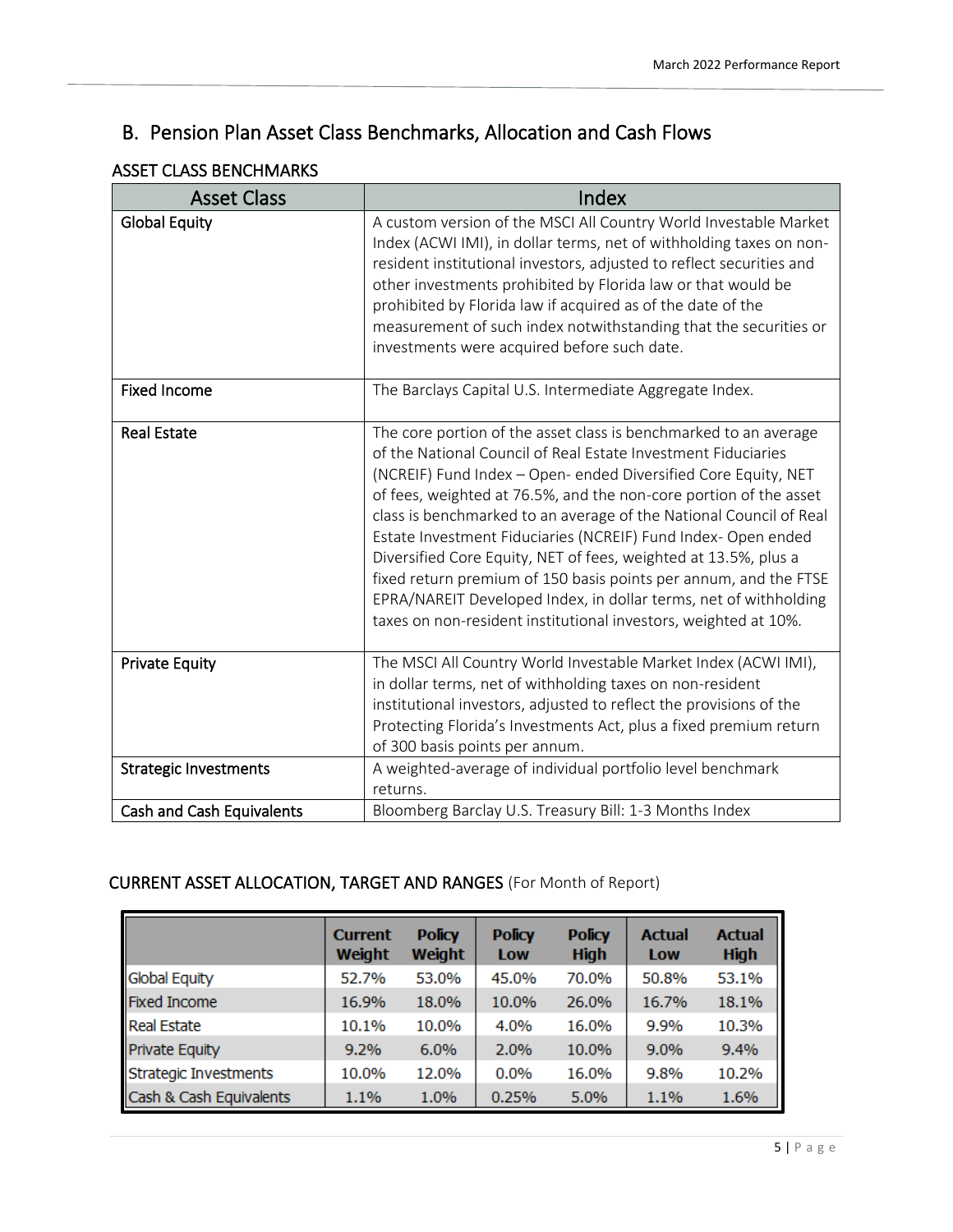## B. Pension Plan Asset Class Benchmarks, Allocation and Cash Flows

### ASSET CLASS BENCHMARKS

| Asset Class | Index |
|---|---|
| Global Equity | A custom version of the MSCI All Country World Investable Market Index (ACWI IMI), in dollar terms, net of withholding taxes on non-resident institutional investors, adjusted to reflect securities and other investments prohibited by Florida law or that would be prohibited by Florida law if acquired as of the date of the measurement of such index notwithstanding that the securities or investments were acquired before such date. |
| Fixed Income | The Barclays Capital U.S. Intermediate Aggregate Index. |
| Real Estate | The core portion of the asset class is benchmarked to an average of the National Council of Real Estate Investment Fiduciaries (NCREIF) Fund Index – Open- ended Diversified Core Equity, NET of fees, weighted at 76.5%, and the non-core portion of the asset class is benchmarked to an average of the National Council of Real Estate Investment Fiduciaries (NCREIF) Fund Index- Open ended Diversified Core Equity, NET of fees, weighted at 13.5%, plus a fixed return premium of 150 basis points per annum, and the FTSE EPRA/NAREIT Developed Index, in dollar terms, net of withholding taxes on non-resident institutional investors, weighted at 10%. |
| Private Equity | The MSCI All Country World Investable Market Index (ACWI IMI), in dollar terms, net of withholding taxes on non-resident institutional investors, adjusted to reflect the provisions of the Protecting Florida's Investments Act, plus a fixed premium return of 300 basis points per annum. |
| Strategic Investments | A weighted-average of individual portfolio level benchmark returns. |
| Cash and Cash Equivalents | Bloomberg Barclay U.S. Treasury Bill: 1-3 Months Index |

### CURRENT ASSET ALLOCATION, TARGET AND RANGES (For Month of Report)

| | Current Weight | Policy Weight | Policy Low | Policy High | Actual Low | Actual High |
|---|---|---|---|---|---|---|
| Global Equity | 52.7% | 53.0% | 45.0% | 70.0% | 50.8% | 53.1% |
| Fixed Income | 16.9% | 18.0% | 10.0% | 26.0% | 16.7% | 18.1% |
| Real Estate | 10.1% | 10.0% | 4.0% | 16.0% | 9.9% | 10.3% |
| Private Equity | 9.2% | 6.0% | 2.0% | 10.0% | 9.0% | 9.4% |
| Strategic Investments | 10.0% | 12.0% | 0.0% | 16.0% | 9.8% | 10.2% |
| Cash & Cash Equivalents | 1.1% | 1.0% | 0.25% | 5.0% | 1.1% | 1.6% |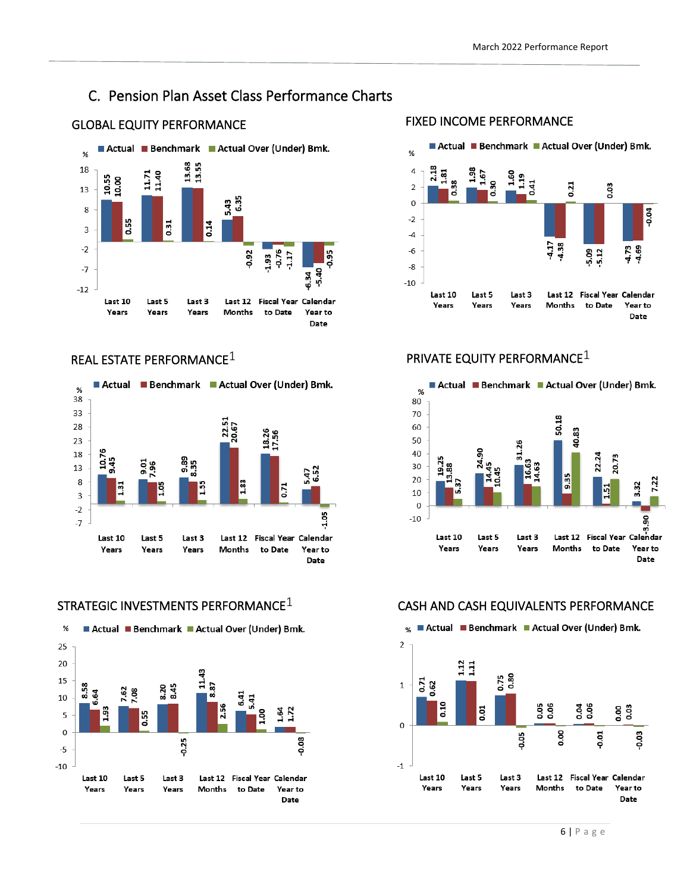## C. Pension Plan Asset Class Performance Charts

### GLOBAL EQUITY PERFORMANCE

| % | Last 10 Years | Last 5 Years | Last 3 Years | Last 12 Months | Fiscal Year to Date | Calendar Year to Date |
|---|---|---|---|---|---|---|
| Actual | 10.55 | 11.71 | 13.68 | 5.43 | -1.93 | -6.34 |
| Benchmark | 10.00 | 11.40 | 13.55 | 6.35 | -0.76 | -5.40 |
| Actual Over (Under) Bmk. | 0.55 | 0.31 | 0.14 | -0.92 | -1.17 | -0.95 |

### FIXED INCOME PERFORMANCE

| % | Last 10 Years | Last 5 Years | Last 3 Years | Last 12 Months | Fiscal Year to Date | Calendar Year to Date |
|---|---|---|---|---|---|---|
| Actual | 2.18 | 1.98 | 1.60 | -4.17 | -5.09 | -4.73 |
| Benchmark | 1.81 | 1.67 | 1.19 | -4.38 | -5.12 | -4.69 |
| Actual Over (Under) Bmk. | 0.38 | 0.30 | 0.41 | 0.21 | 0.03 | -0.04 |

### REAL ESTATE PERFORMANCE[1]

| % | Last 10 Years | Last 5 Years | Last 3 Years | Last 12 Months | Fiscal Year to Date | Calendar Year to Date |
|---|---|---|---|---|---|---|
| Actual | 10.76 | 9.01 | 9.89 | 22.51 | 18.26 | 5.47 |
| Benchmark | 9.45 | 7.96 | 8.35 | 20.67 | 17.56 | 6.52 |
| Actual Over (Under) Bmk. | 1.31 | 1.05 | 1.55 | 1.83 | 0.71 | -1.05 |

### PRIVATE EQUITY PERFORMANCE[1]

| % | Last 10 Years | Last 5 Years | Last 3 Years | Last 12 Months | Fiscal Year to Date | Calendar Year to Date |
|---|---|---|---|---|---|---|
| Actual | 19.25 | 24.90 | 31.26 | 50.18 | 22.24 | 3.32 |
| Benchmark | 13.88 | 14.45 | 16.63 | 9.35 | 1.51 | -3.90 |
| Actual Over (Under) Bmk. | 5.37 | 10.45 | 14.63 | 40.83 | 20.73 | 7.22 |

### STRATEGIC INVESTMENTS PERFORMANCE[1]

| % | Last 10 Years | Last 5 Years | Last 3 Years | Last 12 Months | Fiscal Year to Date | Calendar Year to Date |
|---|---|---|---|---|---|---|
| Actual | 8.58 | 7.62 | 8.20 | 11.43 | 6.41 | 1.64 |
| Benchmark | 6.64 | 7.08 | 8.45 | 8.87 | 5.41 | 1.72 |
| Actual Over (Under) Bmk. | 1.93 | 0.55 | -0.25 | 2.56 | 1.00 | -0.08 |

### CASH AND CASH EQUIVALENTS PERFORMANCE

| % | Last 10 Years | Last 5 Years | Last 3 Years | Last 12 Months | Fiscal Year to Date | Calendar Year to Date |
|---|---|---|---|---|---|---|
| Actual | 0.71 | 1.12 | 0.75 | 0.05 | 0.04 | 0.00 |
| Benchmark | 0.62 | 1.11 | 0.80 | 0.06 | 0.06 | 0.03 |
| Actual Over (Under) Bmk. | 0.10 | 0.01 | -0.05 | 0.00 | -0.01 | -0.03 |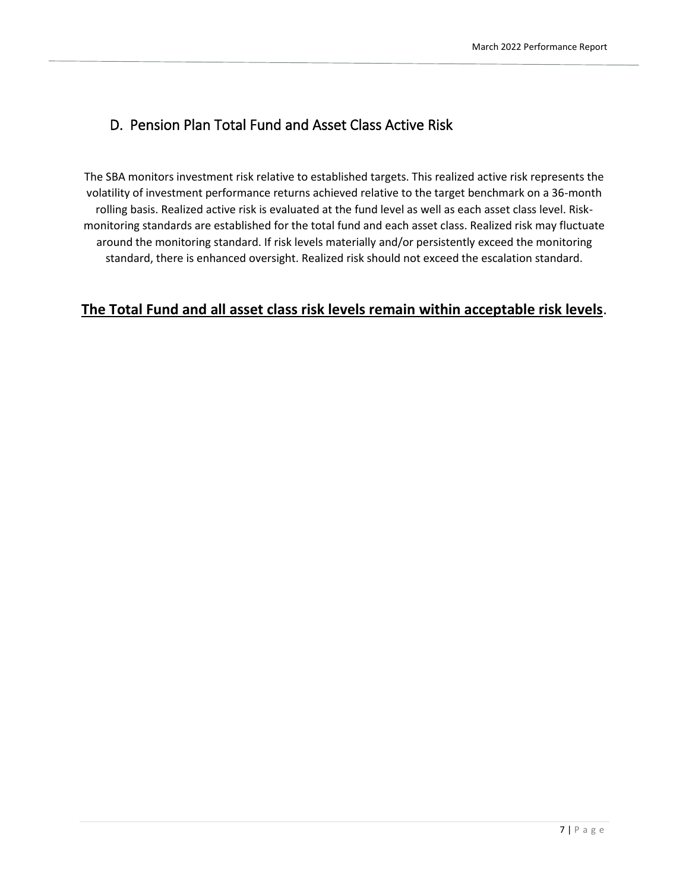## D. Pension Plan Total Fund and Asset Class Active Risk

The SBA monitors investment risk relative to established targets. This realized active risk represents the volatility of investment performance returns achieved relative to the target benchmark on a 36-month rolling basis. Realized active risk is evaluated at the fund level as well as each asset class level. Risk-monitoring standards are established for the total fund and each asset class. Realized risk may fluctuate around the monitoring standard. If risk levels materially and/or persistently exceed the monitoring standard, there is enhanced oversight. Realized risk should not exceed the escalation standard.

**<u>The Total Fund and all asset class risk levels remain within acceptable risk levels</u>**.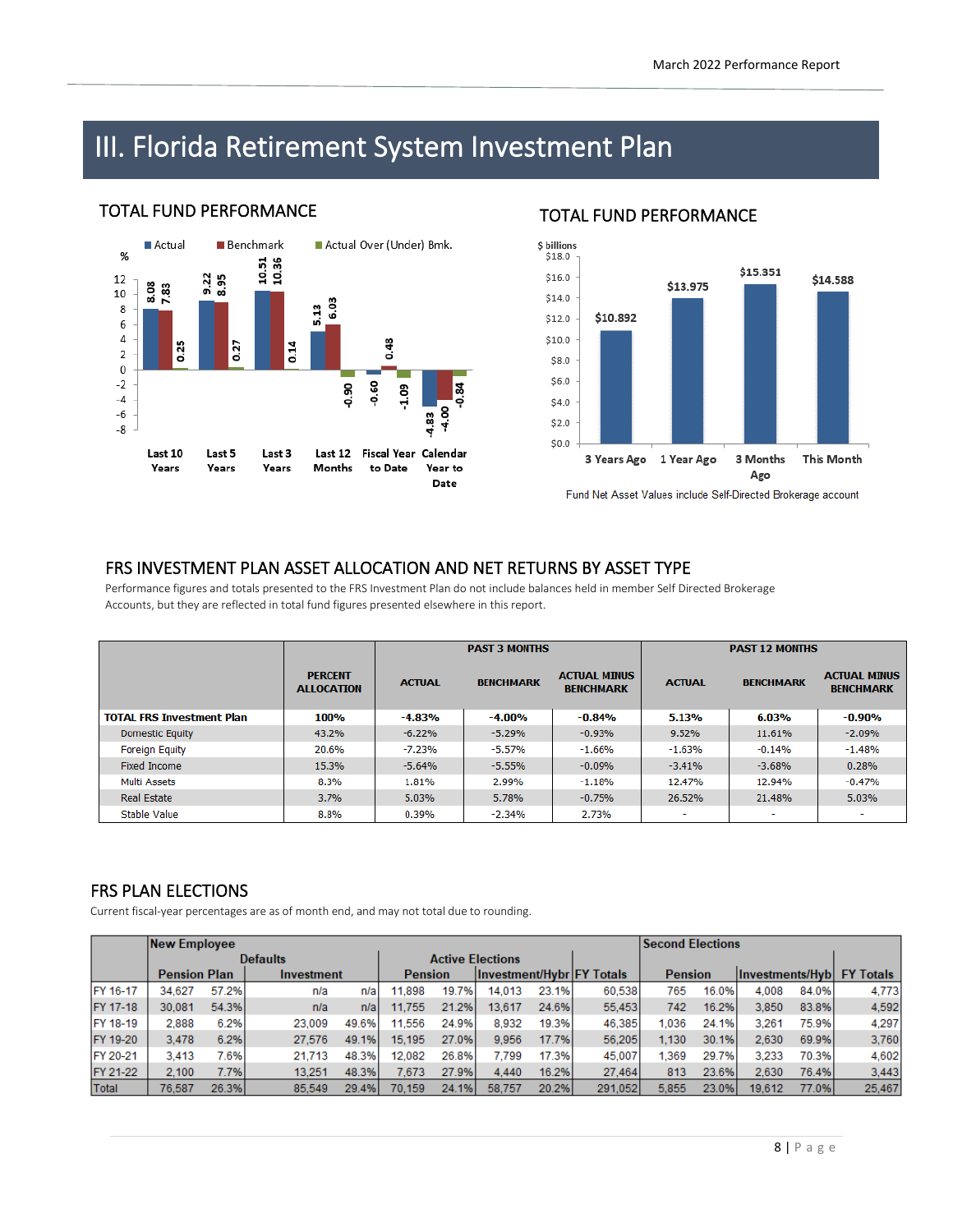# III. Florida Retirement System Investment Plan

## TOTAL FUND PERFORMANCE

| % | Actual | Benchmark | Actual Over (Under) Bmk. |
|---|---|---|---|
| Last 10 Years | 8.08 | 7.83 | 0.25 |
| Last 5 Years | 9.22 | 8.95 | 0.27 |
| Last 3 Years | 10.51 | 10.36 | 0.14 |
| Last 12 Months | 5.13 | 6.03 | -0.90 |
| Fiscal Year to Date | -0.60 | 0.48 | -1.09 |
| Calendar Year to Date | -4.83 | -4.00 | -0.84 |

## TOTAL FUND PERFORMANCE

| $ billions | |
|---|---|
| 3 Years Ago | $10.892 |
| 1 Year Ago | $13.975 |
| 3 Months Ago | $15.351 |
| This Month | $14.588 |

Fund Net Asset Values include Self-Directed Brokerage account

## FRS INVESTMENT PLAN ASSET ALLOCATION AND NET RETURNS BY ASSET TYPE

Performance figures and totals presented to the FRS Investment Plan do not include balances held in member Self Directed Brokerage Accounts, but they are reflected in total fund figures presented elsewhere in this report.

| | | PAST 3 MONTHS | | | PAST 12 MONTHS | | |
|---|---|---|---|---|---|---|---|
| | PERCENT ALLOCATION | ACTUAL | BENCHMARK | ACTUAL MINUS BENCHMARK | ACTUAL | BENCHMARK | ACTUAL MINUS BENCHMARK |
| **TOTAL FRS Investment Plan** | **100%** | **-4.83%** | **-4.00%** | **-0.84%** | **5.13%** | **6.03%** | **-0.90%** |
| Domestic Equity | 43.2% | -6.22% | -5.29% | -0.93% | 9.52% | 11.61% | -2.09% |
| Foreign Equity | 20.6% | -7.23% | -5.57% | -1.66% | -1.63% | -0.14% | -1.48% |
| Fixed Income | 15.3% | -5.64% | -5.55% | -0.09% | -3.41% | -3.68% | 0.28% |
| Multi Assets | 8.3% | 1.81% | 2.99% | -1.18% | 12.47% | 12.94% | -0.47% |
| Real Estate | 3.7% | 5.03% | 5.78% | -0.75% | 26.52% | 21.48% | 5.03% |
| Stable Value | 8.8% | 0.39% | -2.34% | 2.73% | - | - | - |

## FRS PLAN ELECTIONS

Current fiscal-year percentages are as of month end, and may not total due to rounding.

| | New Employee | | | | | | | | | Second Elections | | | | |
|---|---|---|---|---|---|---|---|---|---|---|---|---|---|---|
| | Defaults | | | | Active Elections | | | | | | | | | |
| | Pension Plan | | Investment | | Pension | | Investment/Hybr | | FY Totals | Pension | | Investments/Hyb | | FY Totals |
| FY 16-17 | 34,627 | 57.2% | n/a | n/a | 11,898 | 19.7% | 14,013 | 23.1% | 60,538 | 765 | 16.0% | 4,008 | 84.0% | 4,773 |
| FY 17-18 | 30,081 | 54.3% | n/a | n/a | 11,755 | 21.2% | 13,617 | 24.6% | 55,453 | 742 | 16.2% | 3,850 | 83.8% | 4,592 |
| FY 18-19 | 2,888 | 6.2% | 23,009 | 49.6% | 11,556 | 24.9% | 8,932 | 19.3% | 46,385 | 1,036 | 24.1% | 3,261 | 75.9% | 4,297 |
| FY 19-20 | 3,478 | 6.2% | 27,576 | 49.1% | 15,195 | 27.0% | 9,956 | 17.7% | 56,205 | 1,130 | 30.1% | 2,630 | 69.9% | 3,760 |
| FY 20-21 | 3,413 | 7.6% | 21,713 | 48.3% | 12,082 | 26.8% | 7,799 | 17.3% | 45,007 | 1,369 | 29.7% | 3,233 | 70.3% | 4,602 |
| FY 21-22 | 2,100 | 7.7% | 13,251 | 48.3% | 7,673 | 27.9% | 4,440 | 16.2% | 27,464 | 813 | 23.6% | 2,630 | 76.4% | 3,443 |
| Total | 76,587 | 26.3% | 85,549 | 29.4% | 70,159 | 24.1% | 58,757 | 20.2% | 291,052 | 5,855 | 23.0% | 19,612 | 77.0% | 25,467 |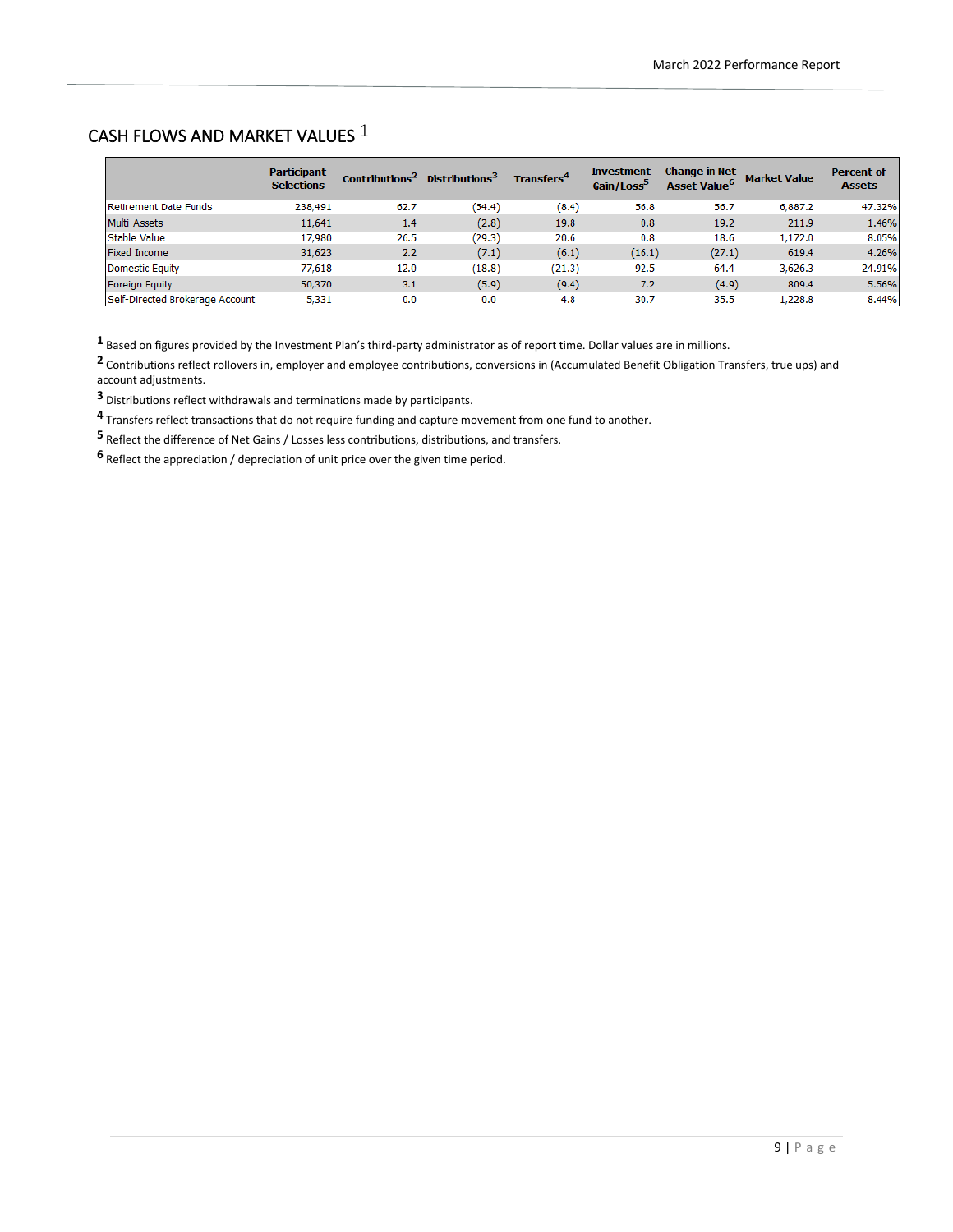## CASH FLOWS AND MARKET VALUES [1]

| | Participant Selections | Contributions[2] | Distributions[3] | Transfers[4] | Investment Gain/Loss[5] | Change in Net Asset Value[6] | Market Value | Percent of Assets |
|---|---|---|---|---|---|---|---|---|
| Retirement Date Funds | 238,491 | 62.7 | (54.4) | (8.4) | 56.8 | 56.7 | 6,887.2 | 47.32% |
| Multi-Assets | 11,641 | 1.4 | (2.8) | 19.8 | 0.8 | 19.2 | 211.9 | 1.46% |
| Stable Value | 17,980 | 26.5 | (29.3) | 20.6 | 0.8 | 18.6 | 1,172.0 | 8.05% |
| Fixed Income | 31,623 | 2.2 | (7.1) | (6.1) | (16.1) | (27.1) | 619.4 | 4.26% |
| Domestic Equity | 77,618 | 12.0 | (18.8) | (21.3) | 92.5 | 64.4 | 3,626.3 | 24.91% |
| Foreign Equity | 50,370 | 3.1 | (5.9) | (9.4) | 7.2 | (4.9) | 809.4 | 5.56% |
| Self-Directed Brokerage Account | 5,331 | 0.0 | 0.0 | 4.8 | 30.7 | 35.5 | 1,228.8 | 8.44% |

[1] Based on figures provided by the Investment Plan's third-party administrator as of report time. Dollar values are in millions.

[2] Contributions reflect rollovers in, employer and employee contributions, conversions in (Accumulated Benefit Obligation Transfers, true ups) and account adjustments.

[3] Distributions reflect withdrawals and terminations made by participants.

[4] Transfers reflect transactions that do not require funding and capture movement from one fund to another.

[5] Reflect the difference of Net Gains / Losses less contributions, distributions, and transfers.

[6] Reflect the appreciation / depreciation of unit price over the given time period.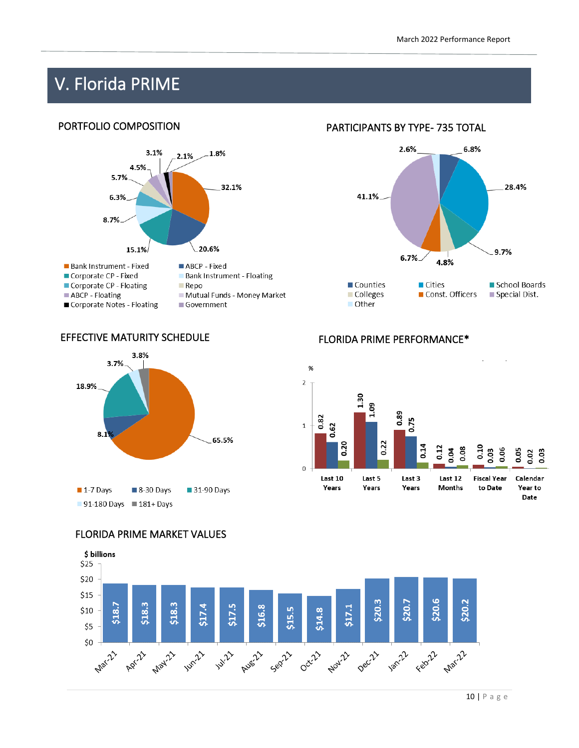# V. Florida PRIME

## PORTFOLIO COMPOSITION

| Category | % |
|---|---|
| Bank Instrument - Fixed | 32.1% |
| ABCP - Fixed | 20.6% |
| Corporate CP - Fixed | 15.1% |
| Bank Instrument - Floating | 8.7% |
| Corporate CP - Floating | 6.3% |
| Repo | 5.7% |
| ABCP - Floating | 4.5% |
| Mutual Funds - Money Market | 3.1% |
| Corporate Notes - Floating | 2.1% |
| Government | 1.8% |

## PARTICIPANTS BY TYPE- 735 TOTAL

| Type | % |
|---|---|
| Counties | 6.8% |
| Cities | 28.4% |
| School Boards | 9.7% |
| Colleges | 4.8% |
| Const. Officers | 6.7% |
| Special Dist. | 41.1% |
| Other | 2.6% |

## EFFECTIVE MATURITY SCHEDULE

| Maturity | % |
|---|---|
| 1-7 Days | 65.5% |
| 8-30 Days | 8.1% |
| 31-90 Days | 18.9% |
| 91-180 Days | 3.7% |
| 181+ Days | 3.8% |

## FLORIDA PRIME PERFORMANCE*

| % | Last 10 Years | Last 5 Years | Last 3 Years | Last 12 Months | Fiscal Year to Date | Calendar Year to Date |
|---|---|---|---|---|---|---|
| Series 1 | 0.82 | 1.30 | 0.89 | 0.12 | 0.10 | 0.05 |
| Series 2 | 0.62 | 1.09 | 0.75 | 0.04 | 0.03 | 0.02 |
| Series 3 | 0.20 | 0.22 | 0.14 | 0.08 | 0.06 | 0.03 |

## FLORIDA PRIME MARKET VALUES

$ billions

| Mar-21 | Apr-21 | May-21 | Jun-21 | Jul-21 | Aug-21 | Sep-21 | Oct-21 | Nov-21 | Dec-21 | Jan-22 | Feb-22 | Mar-22 |
|---|---|---|---|---|---|---|---|---|---|---|---|---|
| $18.7 | $18.3 | $18.3 | $17.4 | $17.5 | $16.8 | $15.5 | $14.8 | $17.1 | $20.3 | $20.7 | $20.6 | $20.2 |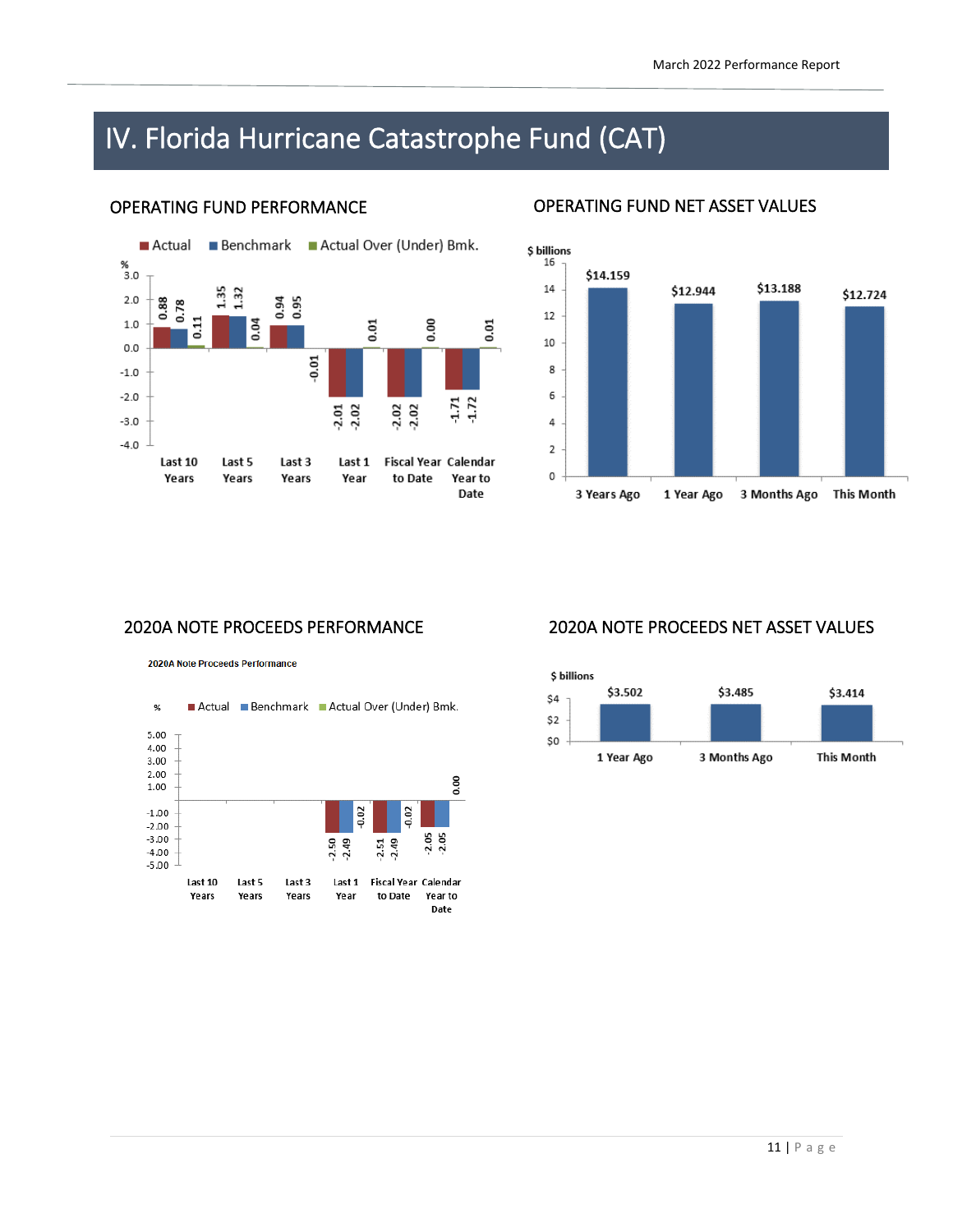# IV. Florida Hurricane Catastrophe Fund (CAT)

## OPERATING FUND PERFORMANCE

Actual   Benchmark   Actual Over (Under) Bmk.

%

3.0
2.0
1.0
0.0
-1.0
-2.0
-3.0
-4.0

0.88 0.78 0.11
1.35 1.32 0.04
0.94 0.95 -0.01
-2.01 -2.02 0.01
-2.02 -2.02 0.00
-1.71 -1.72 0.01

Last 10 Years   Last 5 Years   Last 3 Years   Last 1 Year   Fiscal Year to Date   Calendar Year to Date

## OPERATING FUND NET ASSET VALUES

$ billions

16
14
12
10
8
6
4
2
0

$14.159   $12.944   $13.188   $12.724

3 Years Ago   1 Year Ago   3 Months Ago   This Month

## 2020A NOTE PROCEEDS PERFORMANCE

2020A Note Proceeds Performance

%   Actual   Benchmark   Actual Over (Under) Bmk.

5.00
4.00
3.00
2.00
1.00
-1.00
-2.00
-3.00
-4.00
-5.00

-2.50 -2.49 -0.02
-2.51 -2.49 -0.02
-2.05 -2.05 0.00

Last 10 Years   Last 5 Years   Last 3 Years   Last 1 Year   Fiscal Year to Date   Calendar Year to Date

## 2020A NOTE PROCEEDS NET ASSET VALUES

$ billions

$4
$2
$0

$3.502   $3.485   $3.414

1 Year Ago   3 Months Ago   This Month